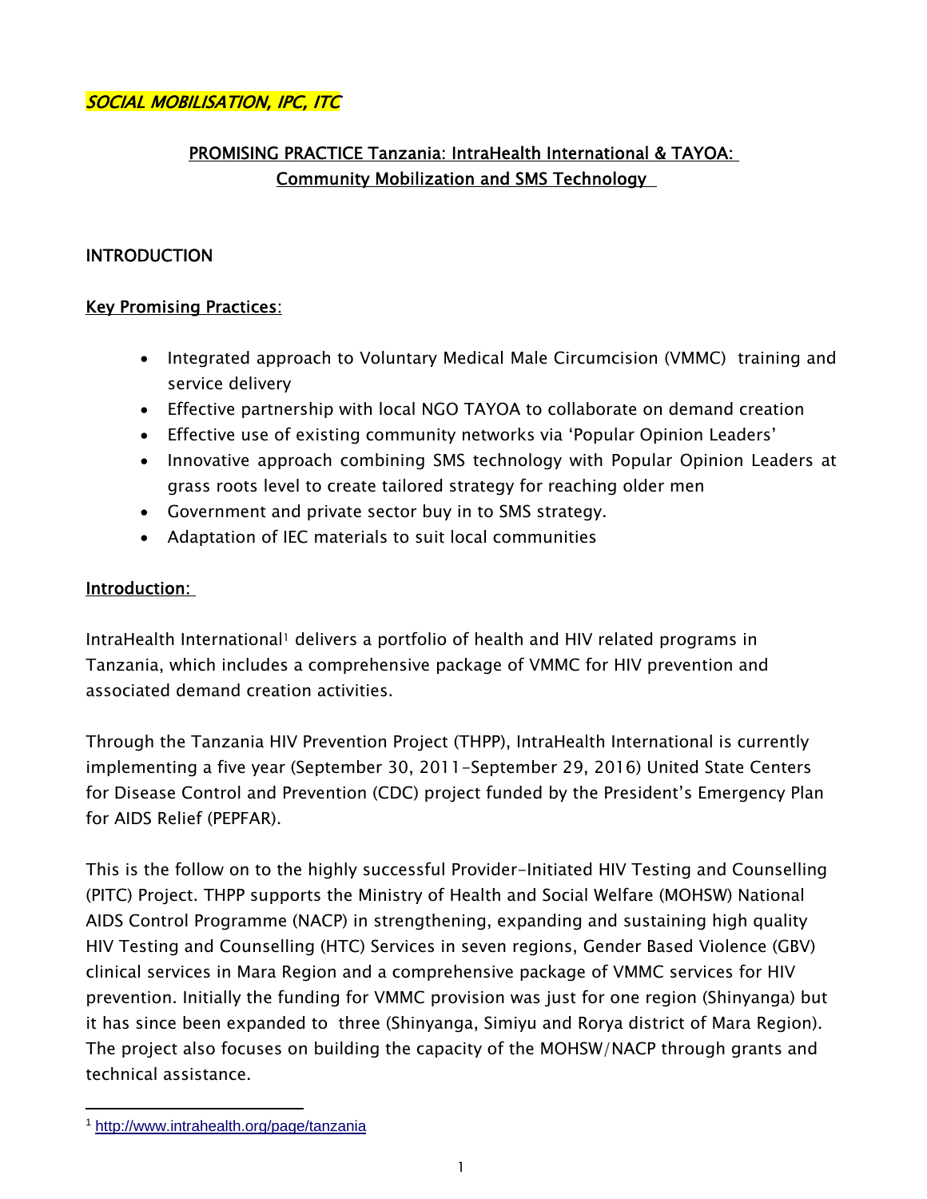*SOCIAL MOBILISATION, IPC, ITC*

## PROMISING PRACTICE Tanzania: IntraHealth International & TAYOA: Community Mobilization and SMS Technology

### INTRODUCTION

**Key Promising Practices:**

- Integrated approach to Voluntary Medical Male Circumcision (VMMC) training and service delivery
- Effective partnership with local NGO TAYOA to collaborate on demand creation
- Effective use of existing community networks via 'Popular Opinion Leaders'
- Innovative approach combining SMS technology with Popular Opinion Leaders at grass roots level to create tailored strategy for reaching older men
- Government and private sector buy in to SMS strategy.
- Adaptation of IEC materials to suit local communities

**Introduction:**

IntraHealth International[1] delivers a portfolio of health and HIV related programs in Tanzania, which includes a comprehensive package of VMMC for HIV prevention and associated demand creation activities.

Through the Tanzania HIV Prevention Project (THPP), IntraHealth International is currently implementing a five year (September 30, 2011-September 29, 2016) United State Centers for Disease Control and Prevention (CDC) project funded by the President's Emergency Plan for AIDS Relief (PEPFAR).

This is the follow on to the highly successful Provider-Initiated HIV Testing and Counselling (PITC) Project. THPP supports the Ministry of Health and Social Welfare (MOHSW) National AIDS Control Programme (NACP) in strengthening, expanding and sustaining high quality HIV Testing and Counselling (HTC) Services in seven regions, Gender Based Violence (GBV) clinical services in Mara Region and a comprehensive package of VMMC services for HIV prevention. Initially the funding for VMMC provision was just for one region (Shinyanga) but it has since been expanded to three (Shinyanga, Simiyu and Rorya district of Mara Region). The project also focuses on building the capacity of the MOHSW/NACP through grants and technical assistance.

[1] http://www.intrahealth.org/page/tanzania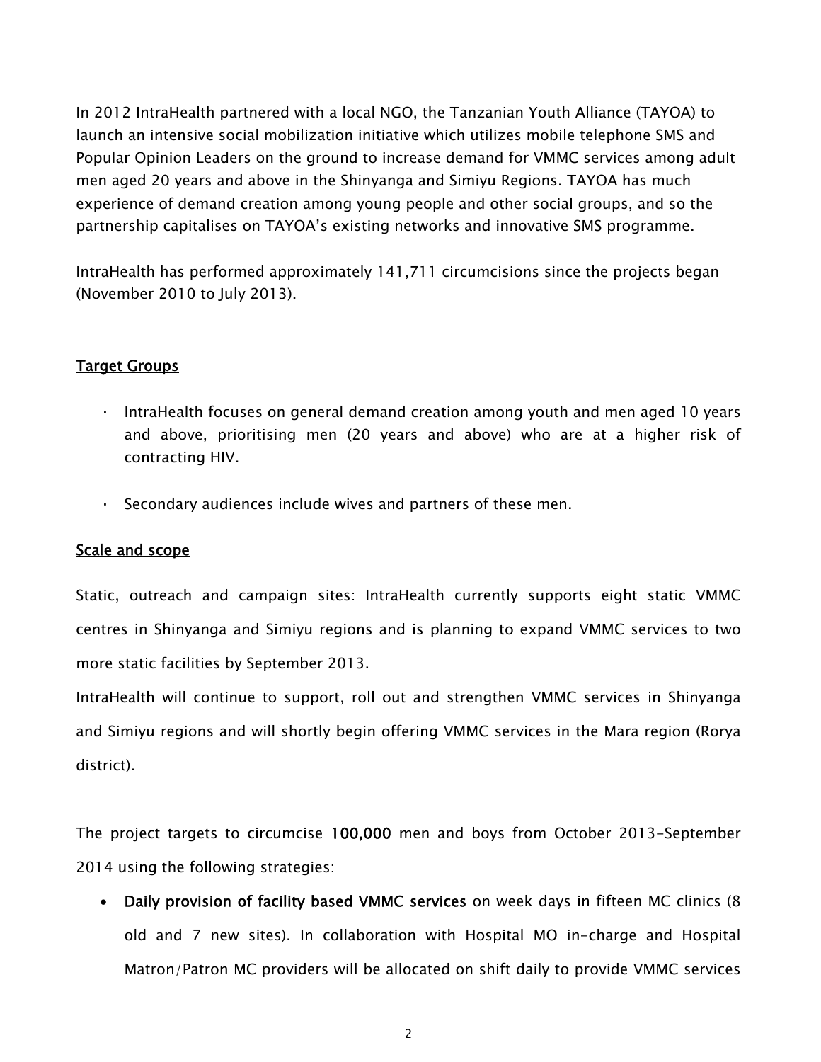In 2012 IntraHealth partnered with a local NGO, the Tanzanian Youth Alliance (TAYOA) to launch an intensive social mobilization initiative which utilizes mobile telephone SMS and Popular Opinion Leaders on the ground to increase demand for VMMC services among adult men aged 20 years and above in the Shinyanga and Simiyu Regions. TAYOA has much experience of demand creation among young people and other social groups, and so the partnership capitalises on TAYOA's existing networks and innovative SMS programme.

IntraHealth has performed approximately 141,711 circumcisions since the projects began (November 2010 to July 2013).

## Target Groups

- IntraHealth focuses on general demand creation among youth and men aged 10 years and above, prioritising men (20 years and above) who are at a higher risk of contracting HIV.
- Secondary audiences include wives and partners of these men.

## Scale and scope

Static, outreach and campaign sites: IntraHealth currently supports eight static VMMC centres in Shinyanga and Simiyu regions and is planning to expand VMMC services to two more static facilities by September 2013.

IntraHealth will continue to support, roll out and strengthen VMMC services in Shinyanga and Simiyu regions and will shortly begin offering VMMC services in the Mara region (Rorya district).

The project targets to circumcise **100,000** men and boys from October 2013-September 2014 using the following strategies:

- **Daily provision of facility based VMMC services** on week days in fifteen MC clinics (8 old and 7 new sites). In collaboration with Hospital MO in-charge and Hospital Matron/Patron MC providers will be allocated on shift daily to provide VMMC services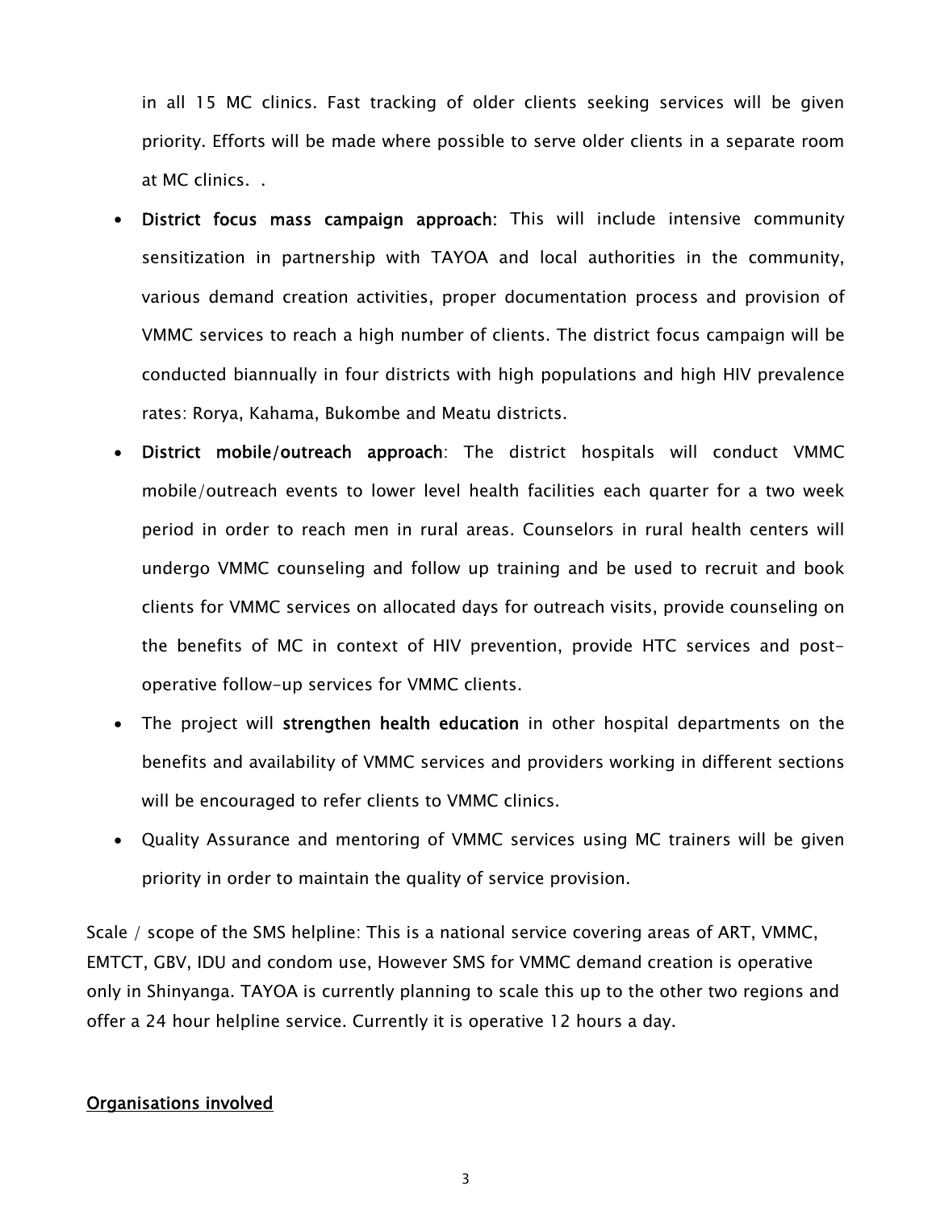in all 15 MC clinics. Fast tracking of older clients seeking services will be given priority. Efforts will be made where possible to serve older clients in a separate room at MC clinics. .

- **District focus mass campaign approach**: This will include intensive community sensitization in partnership with TAYOA and local authorities in the community, various demand creation activities, proper documentation process and provision of VMMC services to reach a high number of clients. The district focus campaign will be conducted biannually in four districts with high populations and high HIV prevalence rates: Rorya, Kahama, Bukombe and Meatu districts.
- **District mobile/outreach approach**: The district hospitals will conduct VMMC mobile/outreach events to lower level health facilities each quarter for a two week period in order to reach men in rural areas. Counselors in rural health centers will undergo VMMC counseling and follow up training and be used to recruit and book clients for VMMC services on allocated days for outreach visits, provide counseling on the benefits of MC in context of HIV prevention, provide HTC services and post-operative follow-up services for VMMC clients.
- The project will **strengthen health education** in other hospital departments on the benefits and availability of VMMC services and providers working in different sections will be encouraged to refer clients to VMMC clinics.
- Quality Assurance and mentoring of VMMC services using MC trainers will be given priority in order to maintain the quality of service provision.

Scale / scope of the SMS helpline: This is a national service covering areas of ART, VMMC, EMTCT, GBV, IDU and condom use, However SMS for VMMC demand creation is operative only in Shinyanga. TAYOA is currently planning to scale this up to the other two regions and offer a 24 hour helpline service. Currently it is operative 12 hours a day.

**Organisations involved**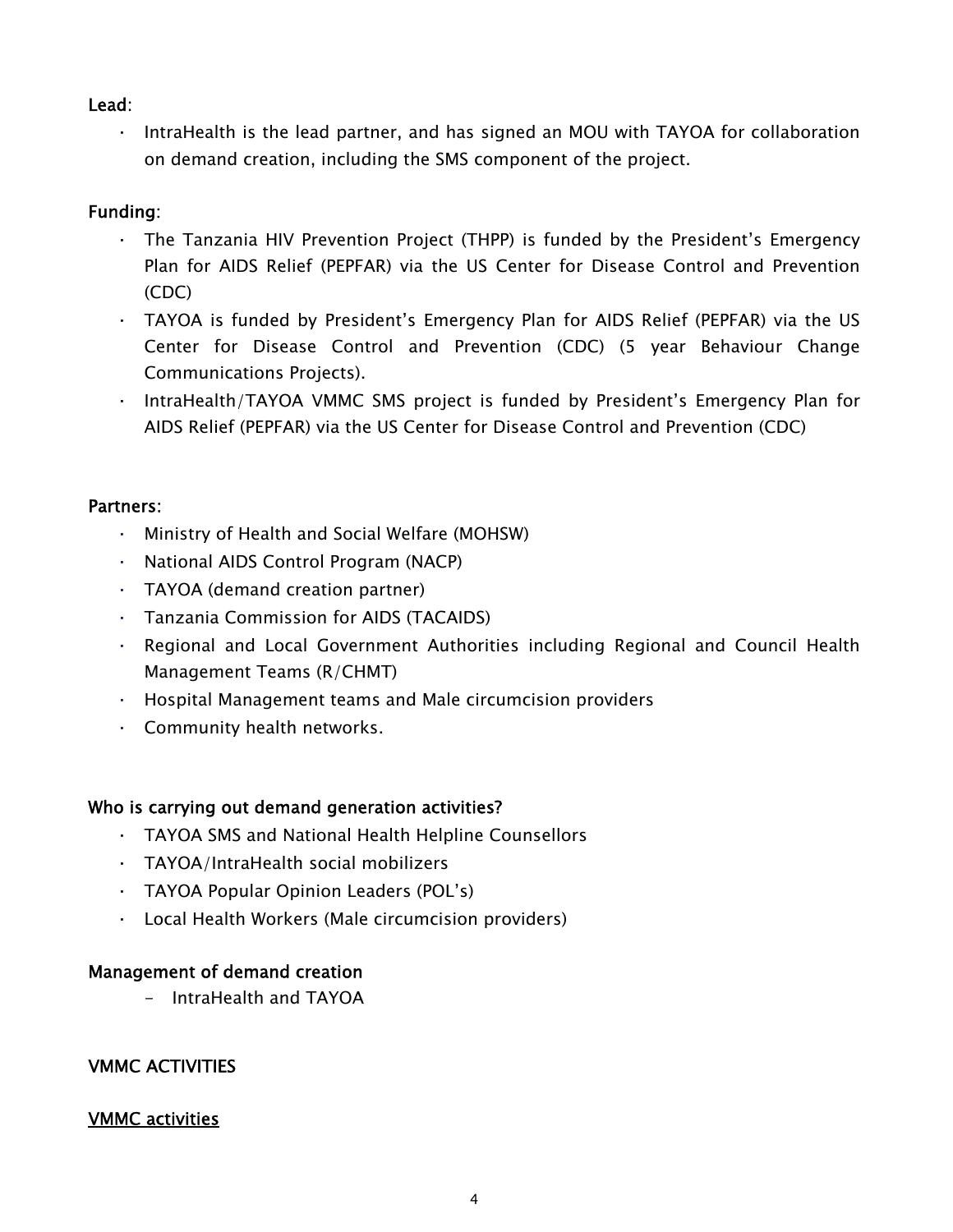**Lead**:

- IntraHealth is the lead partner, and has signed an MOU with TAYOA for collaboration on demand creation, including the SMS component of the project.

**Funding**:

- The Tanzania HIV Prevention Project (THPP) is funded by the President's Emergency Plan for AIDS Relief (PEPFAR) via the US Center for Disease Control and Prevention (CDC)
- TAYOA is funded by President's Emergency Plan for AIDS Relief (PEPFAR) via the US Center for Disease Control and Prevention (CDC) (5 year Behaviour Change Communications Projects).
- IntraHealth/TAYOA VMMC SMS project is funded by President's Emergency Plan for AIDS Relief (PEPFAR) via the US Center for Disease Control and Prevention (CDC)

**Partners**:

- Ministry of Health and Social Welfare (MOHSW)
- National AIDS Control Program (NACP)
- TAYOA (demand creation partner)
- Tanzania Commission for AIDS (TACAIDS)
- Regional and Local Government Authorities including Regional and Council Health Management Teams (R/CHMT)
- Hospital Management teams and Male circumcision providers
- Community health networks.

**Who is carrying out demand generation activities?**

- TAYOA SMS and National Health Helpline Counsellors
- TAYOA/IntraHealth social mobilizers
- TAYOA Popular Opinion Leaders (POL's)
- Local Health Workers (Male circumcision providers)

**Management of demand creation**

- IntraHealth and TAYOA

## VMMC ACTIVITIES

### <u>VMMC activities</u>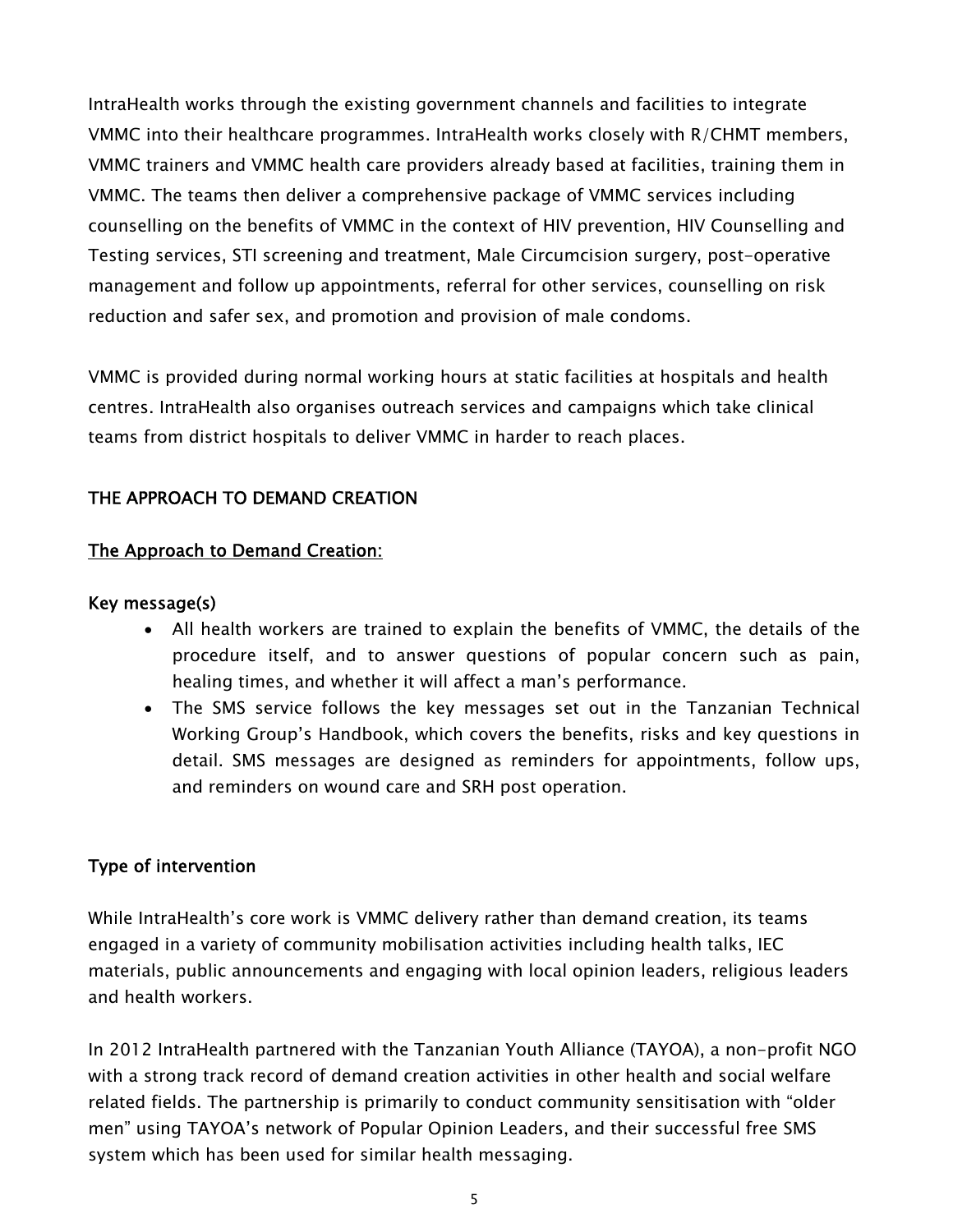IntraHealth works through the existing government channels and facilities to integrate VMMC into their healthcare programmes. IntraHealth works closely with R/CHMT members, VMMC trainers and VMMC health care providers already based at facilities, training them in VMMC. The teams then deliver a comprehensive package of VMMC services including counselling on the benefits of VMMC in the context of HIV prevention, HIV Counselling and Testing services, STI screening and treatment, Male Circumcision surgery, post-operative management and follow up appointments, referral for other services, counselling on risk reduction and safer sex, and promotion and provision of male condoms.

VMMC is provided during normal working hours at static facilities at hospitals and health centres. IntraHealth also organises outreach services and campaigns which take clinical teams from district hospitals to deliver VMMC in harder to reach places.

## THE APPROACH TO DEMAND CREATION

### The Approach to Demand Creation:

#### Key message(s)

- All health workers are trained to explain the benefits of VMMC, the details of the procedure itself, and to answer questions of popular concern such as pain, healing times, and whether it will affect a man's performance.
- The SMS service follows the key messages set out in the Tanzanian Technical Working Group's Handbook, which covers the benefits, risks and key questions in detail. SMS messages are designed as reminders for appointments, follow ups, and reminders on wound care and SRH post operation.

#### Type of intervention

While IntraHealth's core work is VMMC delivery rather than demand creation, its teams engaged in a variety of community mobilisation activities including health talks, IEC materials, public announcements and engaging with local opinion leaders, religious leaders and health workers.

In 2012 IntraHealth partnered with the Tanzanian Youth Alliance (TAYOA), a non-profit NGO with a strong track record of demand creation activities in other health and social welfare related fields. The partnership is primarily to conduct community sensitisation with "older men" using TAYOA's network of Popular Opinion Leaders, and their successful free SMS system which has been used for similar health messaging.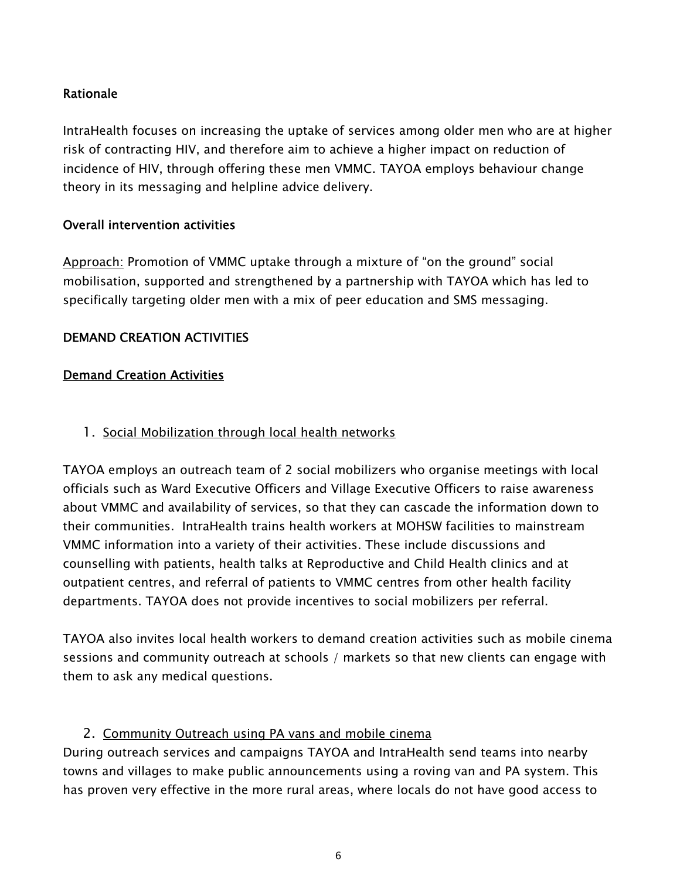**Rationale**

IntraHealth focuses on increasing the uptake of services among older men who are at higher risk of contracting HIV, and therefore aim to achieve a higher impact on reduction of incidence of HIV, through offering these men VMMC. TAYOA employs behaviour change theory in its messaging and helpline advice delivery.

**Overall intervention activities**

Approach: Promotion of VMMC uptake through a mixture of "on the ground" social mobilisation, supported and strengthened by a partnership with TAYOA which has led to specifically targeting older men with a mix of peer education and SMS messaging.

**DEMAND CREATION ACTIVITIES**

**Demand Creation Activities**

1. Social Mobilization through local health networks

TAYOA employs an outreach team of 2 social mobilizers who organise meetings with local officials such as Ward Executive Officers and Village Executive Officers to raise awareness about VMMC and availability of services, so that they can cascade the information down to their communities. IntraHealth trains health workers at MOHSW facilities to mainstream VMMC information into a variety of their activities. These include discussions and counselling with patients, health talks at Reproductive and Child Health clinics and at outpatient centres, and referral of patients to VMMC centres from other health facility departments. TAYOA does not provide incentives to social mobilizers per referral.

TAYOA also invites local health workers to demand creation activities such as mobile cinema sessions and community outreach at schools / markets so that new clients can engage with them to ask any medical questions.

2. Community Outreach using PA vans and mobile cinema

During outreach services and campaigns TAYOA and IntraHealth send teams into nearby towns and villages to make public announcements using a roving van and PA system. This has proven very effective in the more rural areas, where locals do not have good access to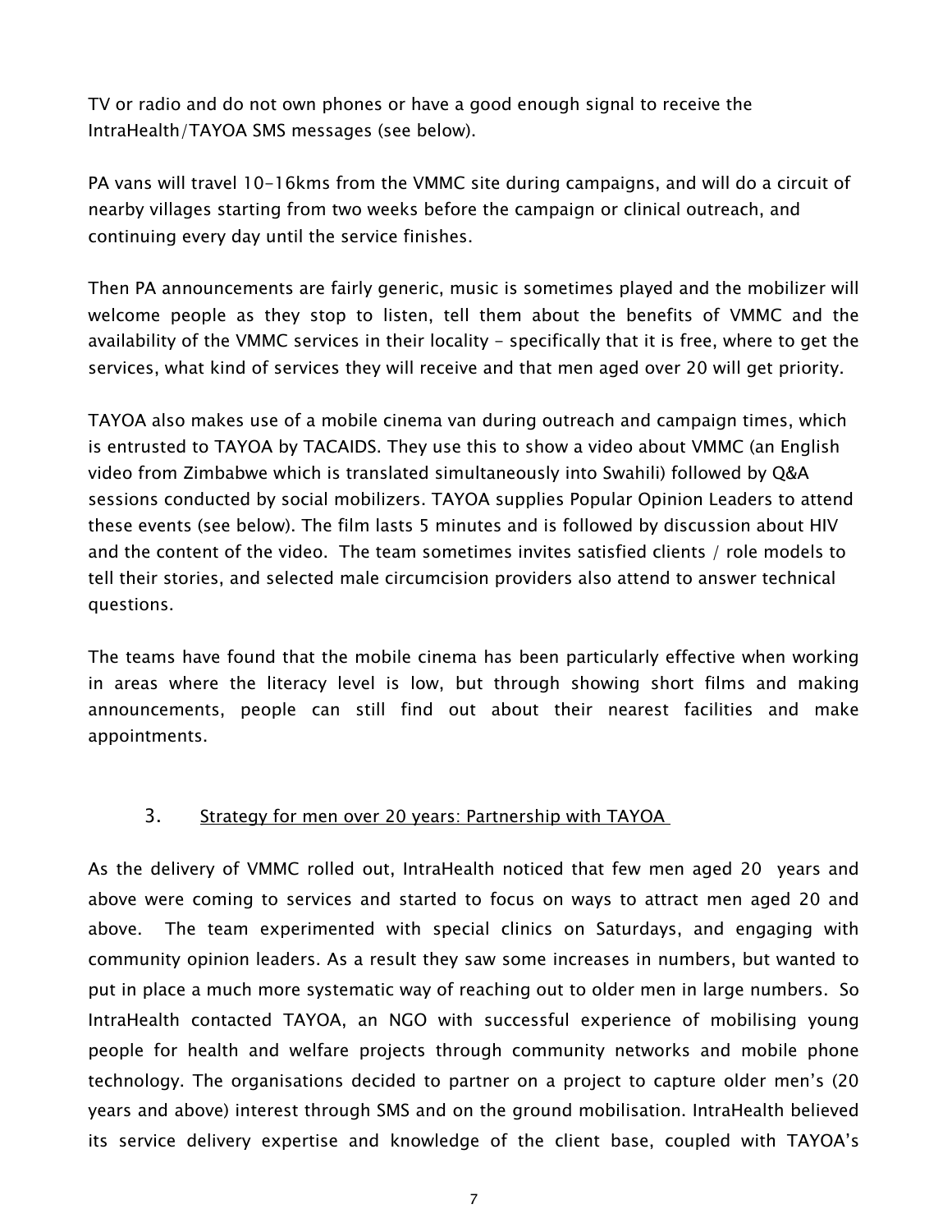TV or radio and do not own phones or have a good enough signal to receive the IntraHealth/TAYOA SMS messages (see below).

PA vans will travel 10-16kms from the VMMC site during campaigns, and will do a circuit of nearby villages starting from two weeks before the campaign or clinical outreach, and continuing every day until the service finishes.

Then PA announcements are fairly generic, music is sometimes played and the mobilizer will welcome people as they stop to listen, tell them about the benefits of VMMC and the availability of the VMMC services in their locality - specifically that it is free, where to get the services, what kind of services they will receive and that men aged over 20 will get priority.

TAYOA also makes use of a mobile cinema van during outreach and campaign times, which is entrusted to TAYOA by TACAIDS. They use this to show a video about VMMC (an English video from Zimbabwe which is translated simultaneously into Swahili) followed by Q&A sessions conducted by social mobilizers. TAYOA supplies Popular Opinion Leaders to attend these events (see below). The film lasts 5 minutes and is followed by discussion about HIV and the content of the video. The team sometimes invites satisfied clients / role models to tell their stories, and selected male circumcision providers also attend to answer technical questions.

The teams have found that the mobile cinema has been particularly effective when working in areas where the literacy level is low, but through showing short films and making announcements, people can still find out about their nearest facilities and make appointments.

## 3. Strategy for men over 20 years: Partnership with TAYOA

As the delivery of VMMC rolled out, IntraHealth noticed that few men aged 20 years and above were coming to services and started to focus on ways to attract men aged 20 and above. The team experimented with special clinics on Saturdays, and engaging with community opinion leaders. As a result they saw some increases in numbers, but wanted to put in place a much more systematic way of reaching out to older men in large numbers. So IntraHealth contacted TAYOA, an NGO with successful experience of mobilising young people for health and welfare projects through community networks and mobile phone technology. The organisations decided to partner on a project to capture older men's (20 years and above) interest through SMS and on the ground mobilisation. IntraHealth believed its service delivery expertise and knowledge of the client base, coupled with TAYOA's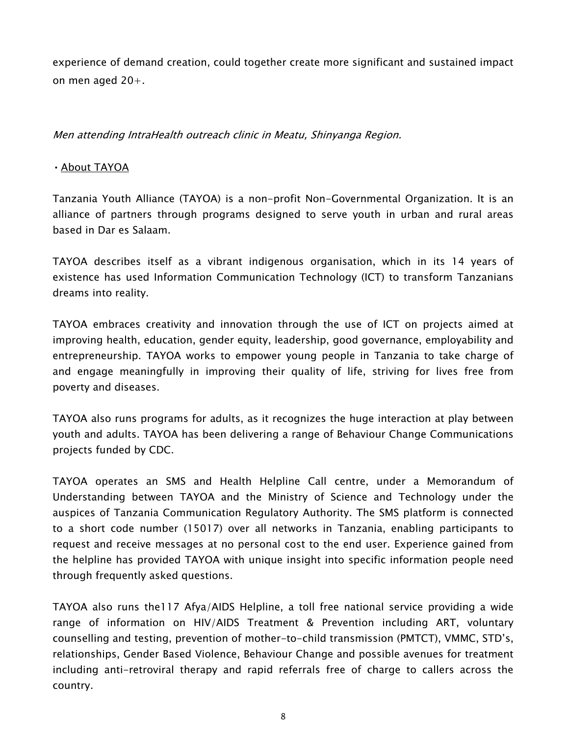experience of demand creation, could together create more significant and sustained impact on men aged 20+.

*Men attending IntraHealth outreach clinic in Meatu, Shinyanga Region.*

• About TAYOA

Tanzania Youth Alliance (TAYOA) is a non-profit Non-Governmental Organization. It is an alliance of partners through programs designed to serve youth in urban and rural areas based in Dar es Salaam.

TAYOA describes itself as a vibrant indigenous organisation, which in its 14 years of existence has used Information Communication Technology (ICT) to transform Tanzanians dreams into reality.

TAYOA embraces creativity and innovation through the use of ICT on projects aimed at improving health, education, gender equity, leadership, good governance, employability and entrepreneurship. TAYOA works to empower young people in Tanzania to take charge of and engage meaningfully in improving their quality of life, striving for lives free from poverty and diseases.

TAYOA also runs programs for adults, as it recognizes the huge interaction at play between youth and adults. TAYOA has been delivering a range of Behaviour Change Communications projects funded by CDC.

TAYOA operates an SMS and Health Helpline Call centre, under a Memorandum of Understanding between TAYOA and the Ministry of Science and Technology under the auspices of Tanzania Communication Regulatory Authority. The SMS platform is connected to a short code number (15017) over all networks in Tanzania, enabling participants to request and receive messages at no personal cost to the end user. Experience gained from the helpline has provided TAYOA with unique insight into specific information people need through frequently asked questions.

TAYOA also runs the117 Afya/AIDS Helpline, a toll free national service providing a wide range of information on HIV/AIDS Treatment & Prevention including ART, voluntary counselling and testing, prevention of mother-to-child transmission (PMTCT), VMMC, STD's, relationships, Gender Based Violence, Behaviour Change and possible avenues for treatment including anti-retroviral therapy and rapid referrals free of charge to callers across the country.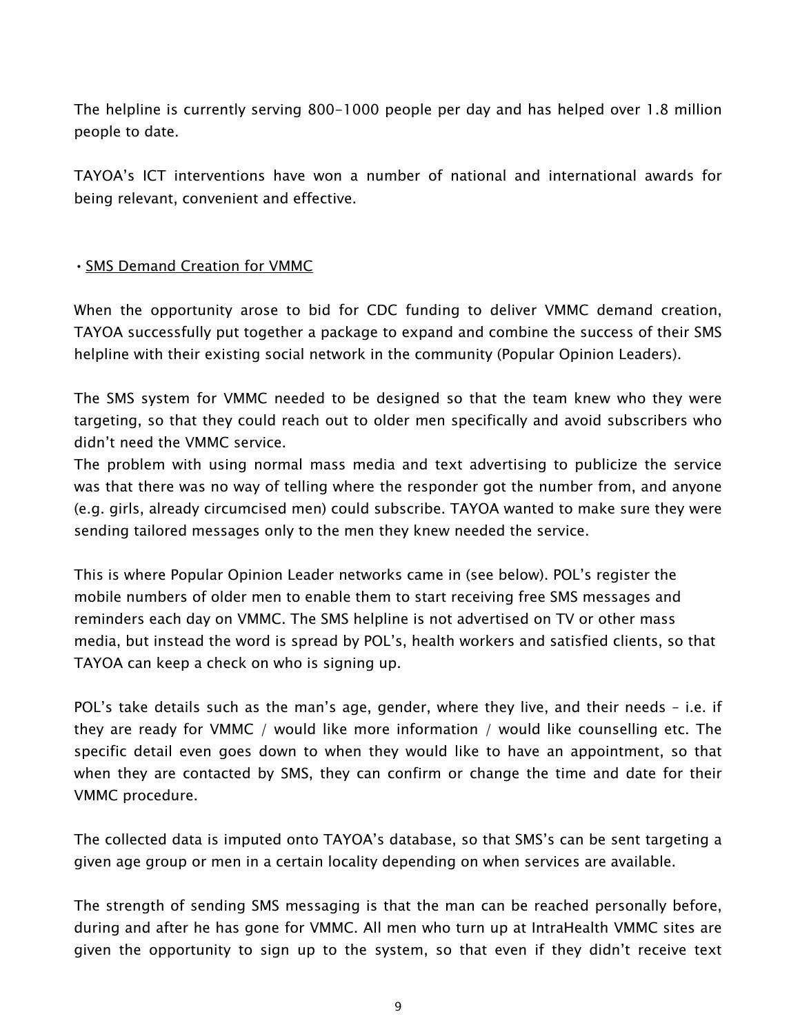The helpline is currently serving 800-1000 people per day and has helped over 1.8 million people to date.

TAYOA's ICT interventions have won a number of national and international awards for being relevant, convenient and effective.

• <u>SMS Demand Creation for VMMC</u>

When the opportunity arose to bid for CDC funding to deliver VMMC demand creation, TAYOA successfully put together a package to expand and combine the success of their SMS helpline with their existing social network in the community (Popular Opinion Leaders).

The SMS system for VMMC needed to be designed so that the team knew who they were targeting, so that they could reach out to older men specifically and avoid subscribers who didn't need the VMMC service.
The problem with using normal mass media and text advertising to publicize the service was that there was no way of telling where the responder got the number from, and anyone (e.g. girls, already circumcised men) could subscribe. TAYOA wanted to make sure they were sending tailored messages only to the men they knew needed the service.

This is where Popular Opinion Leader networks came in (see below). POL's register the mobile numbers of older men to enable them to start receiving free SMS messages and reminders each day on VMMC. The SMS helpline is not advertised on TV or other mass media, but instead the word is spread by POL's, health workers and satisfied clients, so that TAYOA can keep a check on who is signing up.

POL's take details such as the man's age, gender, where they live, and their needs - i.e. if they are ready for VMMC / would like more information / would like counselling etc. The specific detail even goes down to when they would like to have an appointment, so that when they are contacted by SMS, they can confirm or change the time and date for their VMMC procedure.

The collected data is imputed onto TAYOA's database, so that SMS's can be sent targeting a given age group or men in a certain locality depending on when services are available.

The strength of sending SMS messaging is that the man can be reached personally before, during and after he has gone for VMMC. All men who turn up at IntraHealth VMMC sites are given the opportunity to sign up to the system, so that even if they didn't receive text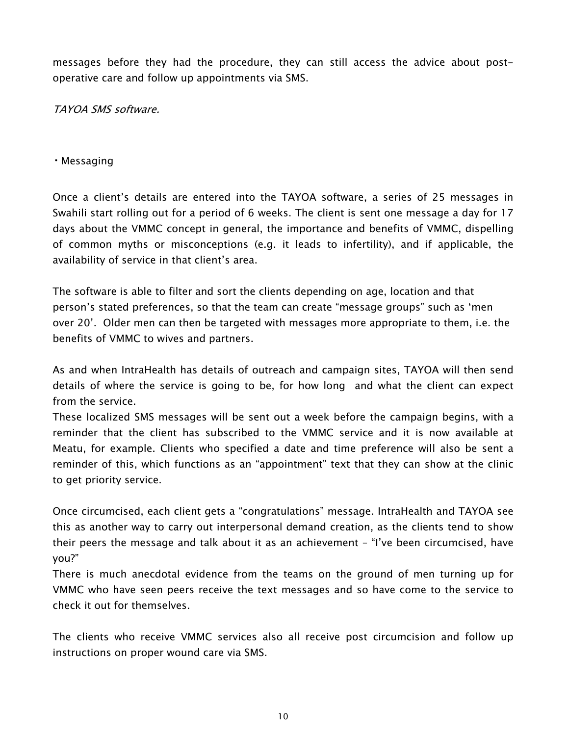messages before they had the procedure, they can still access the advice about post-operative care and follow up appointments via SMS.

*TAYOA SMS software.*

• Messaging

Once a client's details are entered into the TAYOA software, a series of 25 messages in Swahili start rolling out for a period of 6 weeks. The client is sent one message a day for 17 days about the VMMC concept in general, the importance and benefits of VMMC, dispelling of common myths or misconceptions (e.g. it leads to infertility), and if applicable, the availability of service in that client's area.

The software is able to filter and sort the clients depending on age, location and that person's stated preferences, so that the team can create "message groups" such as 'men over 20'. Older men can then be targeted with messages more appropriate to them, i.e. the benefits of VMMC to wives and partners.

As and when IntraHealth has details of outreach and campaign sites, TAYOA will then send details of where the service is going to be, for how long and what the client can expect from the service.
These localized SMS messages will be sent out a week before the campaign begins, with a reminder that the client has subscribed to the VMMC service and it is now available at Meatu, for example. Clients who specified a date and time preference will also be sent a reminder of this, which functions as an "appointment" text that they can show at the clinic to get priority service.

Once circumcised, each client gets a "congratulations" message. IntraHealth and TAYOA see this as another way to carry out interpersonal demand creation, as the clients tend to show their peers the message and talk about it as an achievement – "I've been circumcised, have you?"
There is much anecdotal evidence from the teams on the ground of men turning up for VMMC who have seen peers receive the text messages and so have come to the service to check it out for themselves.

The clients who receive VMMC services also all receive post circumcision and follow up instructions on proper wound care via SMS.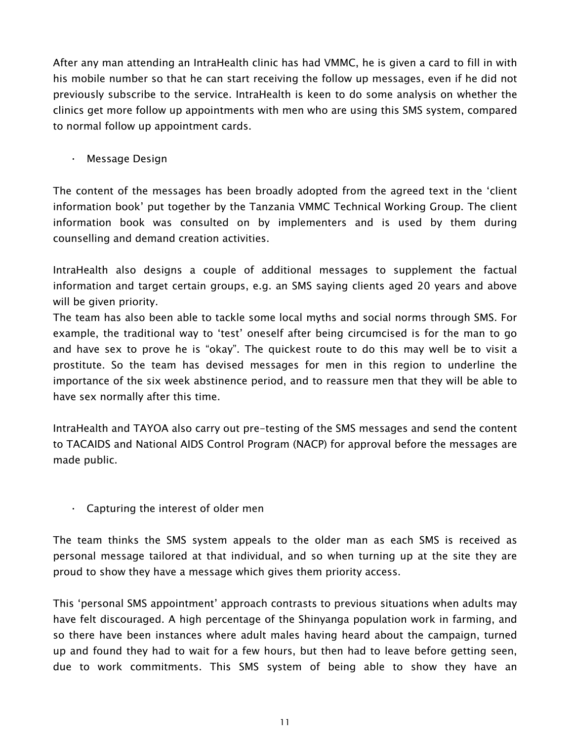After any man attending an IntraHealth clinic has had VMMC, he is given a card to fill in with his mobile number so that he can start receiving the follow up messages, even if he did not previously subscribe to the service. IntraHealth is keen to do some analysis on whether the clinics get more follow up appointments with men who are using this SMS system, compared to normal follow up appointment cards.

- Message Design

The content of the messages has been broadly adopted from the agreed text in the 'client information book' put together by the Tanzania VMMC Technical Working Group. The client information book was consulted on by implementers and is used by them during counselling and demand creation activities.

IntraHealth also designs a couple of additional messages to supplement the factual information and target certain groups, e.g. an SMS saying clients aged 20 years and above will be given priority.

The team has also been able to tackle some local myths and social norms through SMS. For example, the traditional way to 'test' oneself after being circumcised is for the man to go and have sex to prove he is "okay". The quickest route to do this may well be to visit a prostitute. So the team has devised messages for men in this region to underline the importance of the six week abstinence period, and to reassure men that they will be able to have sex normally after this time.

IntraHealth and TAYOA also carry out pre-testing of the SMS messages and send the content to TACAIDS and National AIDS Control Program (NACP) for approval before the messages are made public.

- Capturing the interest of older men

The team thinks the SMS system appeals to the older man as each SMS is received as personal message tailored at that individual, and so when turning up at the site they are proud to show they have a message which gives them priority access.

This 'personal SMS appointment' approach contrasts to previous situations when adults may have felt discouraged. A high percentage of the Shinyanga population work in farming, and so there have been instances where adult males having heard about the campaign, turned up and found they had to wait for a few hours, but then had to leave before getting seen, due to work commitments. This SMS system of being able to show they have an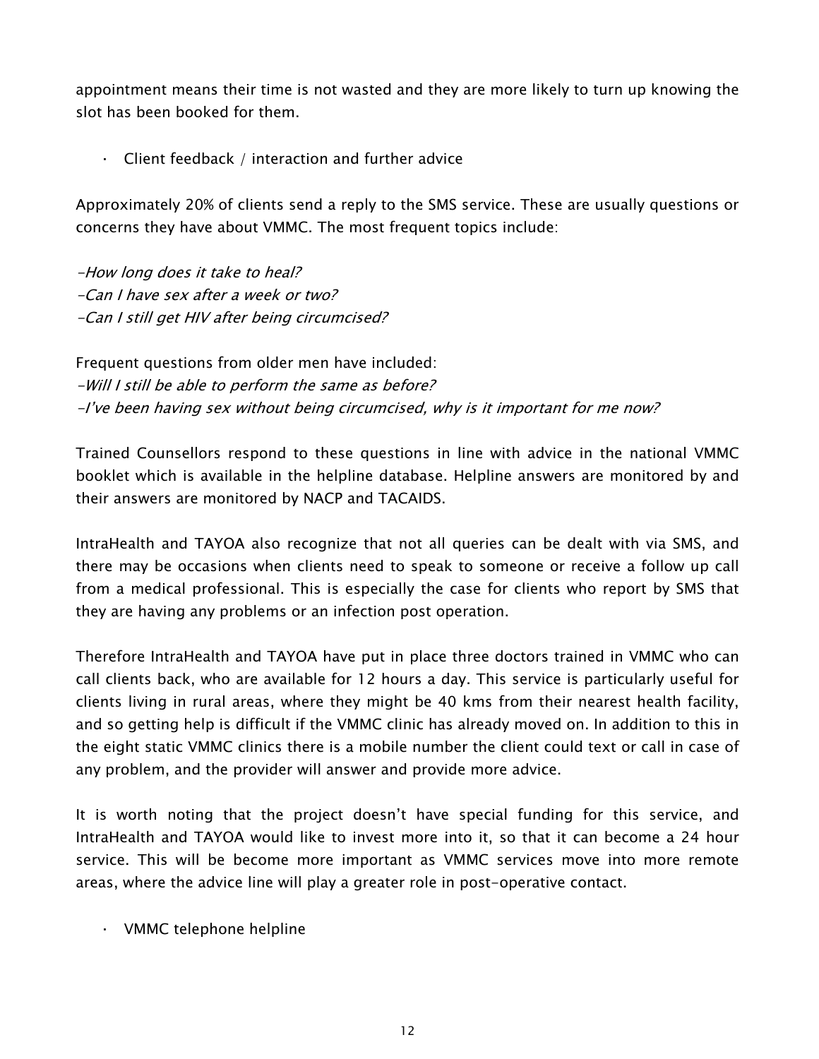appointment means their time is not wasted and they are more likely to turn up knowing the slot has been booked for them.

- Client feedback / interaction and further advice

Approximately 20% of clients send a reply to the SMS service. These are usually questions or concerns they have about VMMC. The most frequent topics include:

*-How long does it take to heal?*
*-Can I have sex after a week or two?*
*-Can I still get HIV after being circumcised?*

Frequent questions from older men have included:
*-Will I still be able to perform the same as before?*
*-I've been having sex without being circumcised, why is it important for me now?*

Trained Counsellors respond to these questions in line with advice in the national VMMC booklet which is available in the helpline database. Helpline answers are monitored by and their answers are monitored by NACP and TACAIDS.

IntraHealth and TAYOA also recognize that not all queries can be dealt with via SMS, and there may be occasions when clients need to speak to someone or receive a follow up call from a medical professional. This is especially the case for clients who report by SMS that they are having any problems or an infection post operation.

Therefore IntraHealth and TAYOA have put in place three doctors trained in VMMC who can call clients back, who are available for 12 hours a day. This service is particularly useful for clients living in rural areas, where they might be 40 kms from their nearest health facility, and so getting help is difficult if the VMMC clinic has already moved on. In addition to this in the eight static VMMC clinics there is a mobile number the client could text or call in case of any problem, and the provider will answer and provide more advice.

It is worth noting that the project doesn't have special funding for this service, and IntraHealth and TAYOA would like to invest more into it, so that it can become a 24 hour service. This will be become more important as VMMC services move into more remote areas, where the advice line will play a greater role in post-operative contact.

- VMMC telephone helpline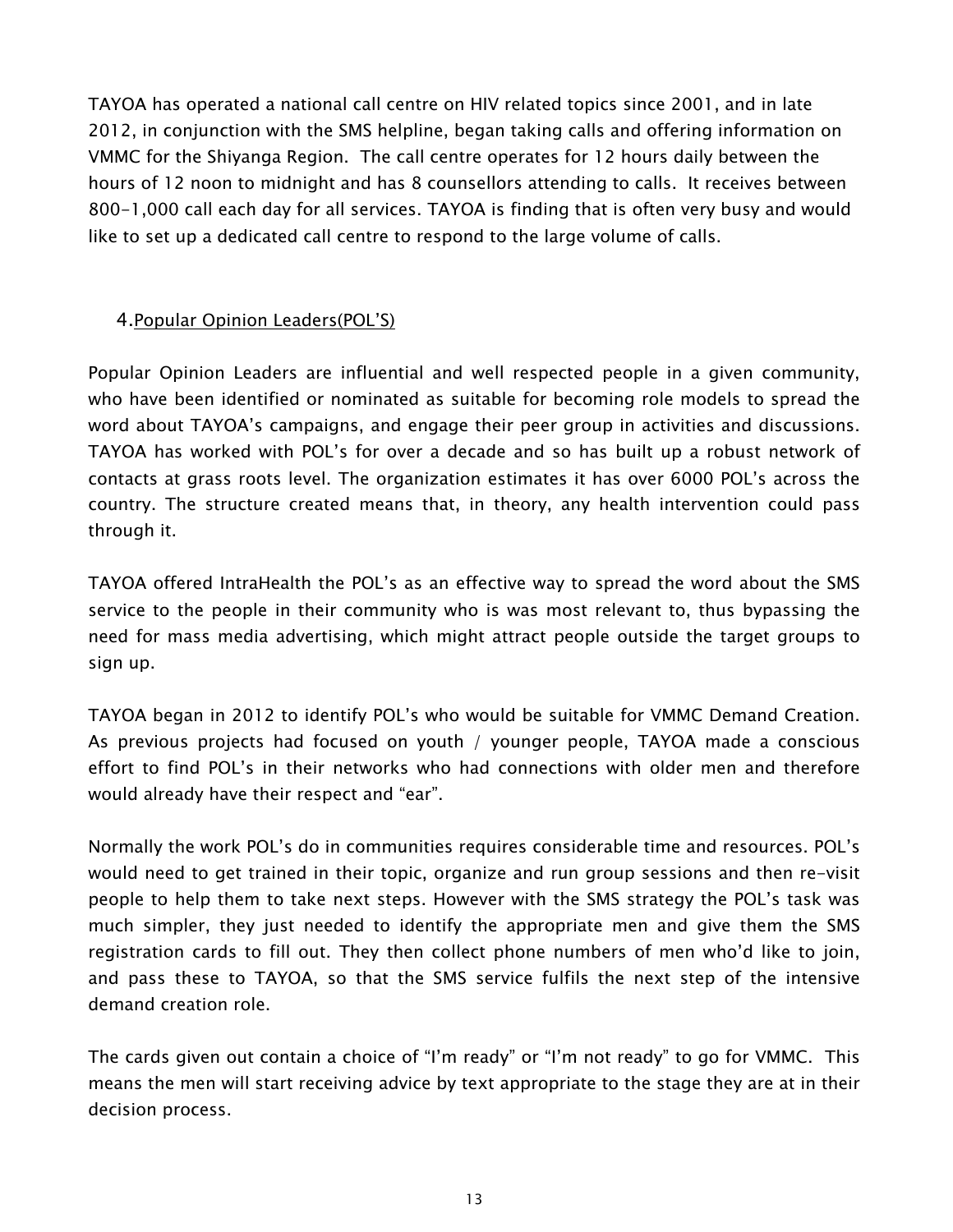TAYOA has operated a national call centre on HIV related topics since 2001, and in late 2012, in conjunction with the SMS helpline, began taking calls and offering information on VMMC for the Shiyanga Region. The call centre operates for 12 hours daily between the hours of 12 noon to midnight and has 8 counsellors attending to calls. It receives between 800-1,000 call each day for all services. TAYOA is finding that is often very busy and would like to set up a dedicated call centre to respond to the large volume of calls.

## 4. Popular Opinion Leaders(POL'S)

Popular Opinion Leaders are influential and well respected people in a given community, who have been identified or nominated as suitable for becoming role models to spread the word about TAYOA's campaigns, and engage their peer group in activities and discussions. TAYOA has worked with POL's for over a decade and so has built up a robust network of contacts at grass roots level. The organization estimates it has over 6000 POL's across the country. The structure created means that, in theory, any health intervention could pass through it.

TAYOA offered IntraHealth the POL's as an effective way to spread the word about the SMS service to the people in their community who is was most relevant to, thus bypassing the need for mass media advertising, which might attract people outside the target groups to sign up.

TAYOA began in 2012 to identify POL's who would be suitable for VMMC Demand Creation. As previous projects had focused on youth / younger people, TAYOA made a conscious effort to find POL's in their networks who had connections with older men and therefore would already have their respect and "ear".

Normally the work POL's do in communities requires considerable time and resources. POL's would need to get trained in their topic, organize and run group sessions and then re-visit people to help them to take next steps. However with the SMS strategy the POL's task was much simpler, they just needed to identify the appropriate men and give them the SMS registration cards to fill out. They then collect phone numbers of men who'd like to join, and pass these to TAYOA, so that the SMS service fulfils the next step of the intensive demand creation role.

The cards given out contain a choice of "I'm ready" or "I'm not ready" to go for VMMC. This means the men will start receiving advice by text appropriate to the stage they are at in their decision process.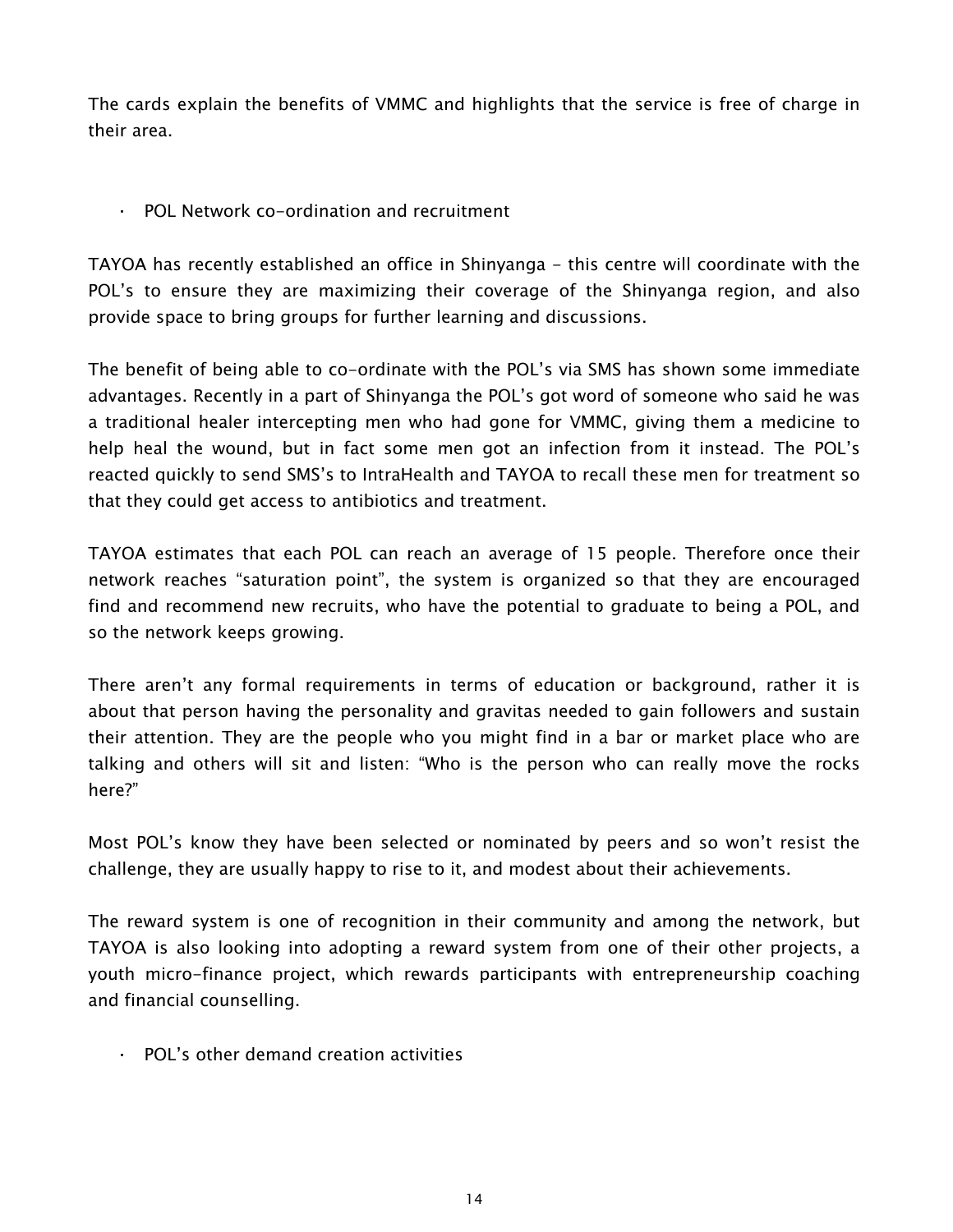The cards explain the benefits of VMMC and highlights that the service is free of charge in their area.

- POL Network co-ordination and recruitment

TAYOA has recently established an office in Shinyanga - this centre will coordinate with the POL's to ensure they are maximizing their coverage of the Shinyanga region, and also provide space to bring groups for further learning and discussions.

The benefit of being able to co-ordinate with the POL's via SMS has shown some immediate advantages. Recently in a part of Shinyanga the POL's got word of someone who said he was a traditional healer intercepting men who had gone for VMMC, giving them a medicine to help heal the wound, but in fact some men got an infection from it instead. The POL's reacted quickly to send SMS's to IntraHealth and TAYOA to recall these men for treatment so that they could get access to antibiotics and treatment.

TAYOA estimates that each POL can reach an average of 15 people. Therefore once their network reaches "saturation point", the system is organized so that they are encouraged find and recommend new recruits, who have the potential to graduate to being a POL, and so the network keeps growing.

There aren't any formal requirements in terms of education or background, rather it is about that person having the personality and gravitas needed to gain followers and sustain their attention. They are the people who you might find in a bar or market place who are talking and others will sit and listen: "Who is the person who can really move the rocks here?"

Most POL's know they have been selected or nominated by peers and so won't resist the challenge, they are usually happy to rise to it, and modest about their achievements.

The reward system is one of recognition in their community and among the network, but TAYOA is also looking into adopting a reward system from one of their other projects, a youth micro-finance project, which rewards participants with entrepreneurship coaching and financial counselling.

- POL's other demand creation activities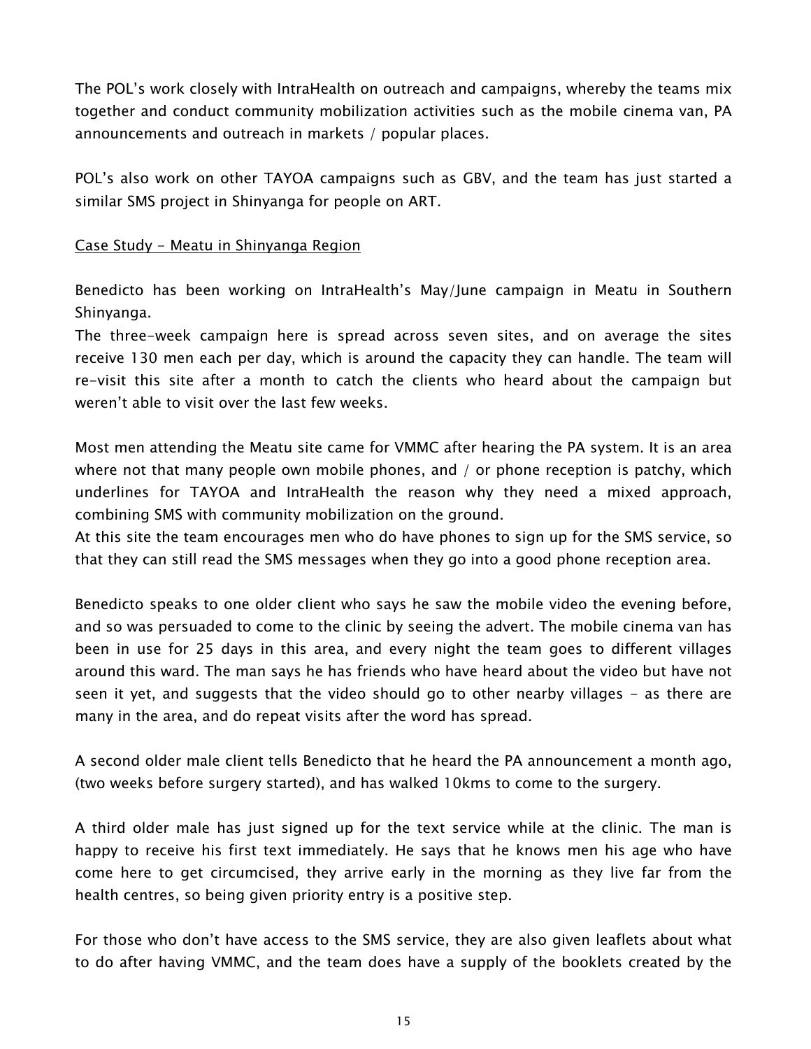The POL's work closely with IntraHealth on outreach and campaigns, whereby the teams mix together and conduct community mobilization activities such as the mobile cinema van, PA announcements and outreach in markets / popular places.

POL's also work on other TAYOA campaigns such as GBV, and the team has just started a similar SMS project in Shinyanga for people on ART.

<u>Case Study - Meatu in Shinyanga Region</u>

Benedicto has been working on IntraHealth's May/June campaign in Meatu in Southern Shinyanga.
The three-week campaign here is spread across seven sites, and on average the sites receive 130 men each per day, which is around the capacity they can handle. The team will re-visit this site after a month to catch the clients who heard about the campaign but weren't able to visit over the last few weeks.

Most men attending the Meatu site came for VMMC after hearing the PA system. It is an area where not that many people own mobile phones, and / or phone reception is patchy, which underlines for TAYOA and IntraHealth the reason why they need a mixed approach, combining SMS with community mobilization on the ground.
At this site the team encourages men who do have phones to sign up for the SMS service, so that they can still read the SMS messages when they go into a good phone reception area.

Benedicto speaks to one older client who says he saw the mobile video the evening before, and so was persuaded to come to the clinic by seeing the advert. The mobile cinema van has been in use for 25 days in this area, and every night the team goes to different villages around this ward. The man says he has friends who have heard about the video but have not seen it yet, and suggests that the video should go to other nearby villages - as there are many in the area, and do repeat visits after the word has spread.

A second older male client tells Benedicto that he heard the PA announcement a month ago, (two weeks before surgery started), and has walked 10kms to come to the surgery.

A third older male has just signed up for the text service while at the clinic. The man is happy to receive his first text immediately. He says that he knows men his age who have come here to get circumcised, they arrive early in the morning as they live far from the health centres, so being given priority entry is a positive step.

For those who don't have access to the SMS service, they are also given leaflets about what to do after having VMMC, and the team does have a supply of the booklets created by the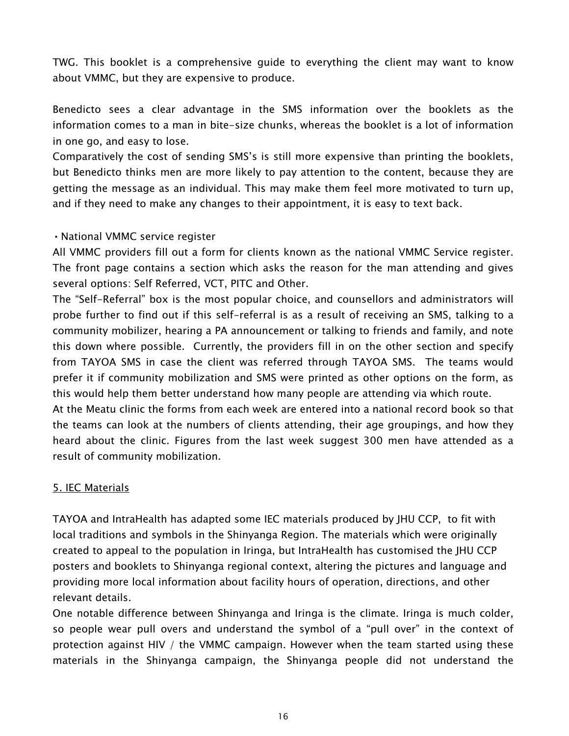TWG. This booklet is a comprehensive guide to everything the client may want to know about VMMC, but they are expensive to produce.

Benedicto sees a clear advantage in the SMS information over the booklets as the information comes to a man in bite-size chunks, whereas the booklet is a lot of information in one go, and easy to lose.
Comparatively the cost of sending SMS's is still more expensive than printing the booklets, but Benedicto thinks men are more likely to pay attention to the content, because they are getting the message as an individual. This may make them feel more motivated to turn up, and if they need to make any changes to their appointment, it is easy to text back.

• National VMMC service register
All VMMC providers fill out a form for clients known as the national VMMC Service register. The front page contains a section which asks the reason for the man attending and gives several options: Self Referred, VCT, PITC and Other.
The "Self-Referral" box is the most popular choice, and counsellors and administrators will probe further to find out if this self-referral is as a result of receiving an SMS, talking to a community mobilizer, hearing a PA announcement or talking to friends and family, and note this down where possible. Currently, the providers fill in on the other section and specify from TAYOA SMS in case the client was referred through TAYOA SMS. The teams would prefer it if community mobilization and SMS were printed as other options on the form, as this would help them better understand how many people are attending via which route.
At the Meatu clinic the forms from each week are entered into a national record book so that the teams can look at the numbers of clients attending, their age groupings, and how they heard about the clinic. Figures from the last week suggest 300 men have attended as a result of community mobilization.

## 5. IEC Materials

TAYOA and IntraHealth has adapted some IEC materials produced by JHU CCP, to fit with local traditions and symbols in the Shinyanga Region. The materials which were originally created to appeal to the population in Iringa, but IntraHealth has customised the JHU CCP posters and booklets to Shinyanga regional context, altering the pictures and language and providing more local information about facility hours of operation, directions, and other relevant details.
One notable difference between Shinyanga and Iringa is the climate. Iringa is much colder, so people wear pull overs and understand the symbol of a "pull over" in the context of protection against HIV / the VMMC campaign. However when the team started using these materials in the Shinyanga campaign, the Shinyanga people did not understand the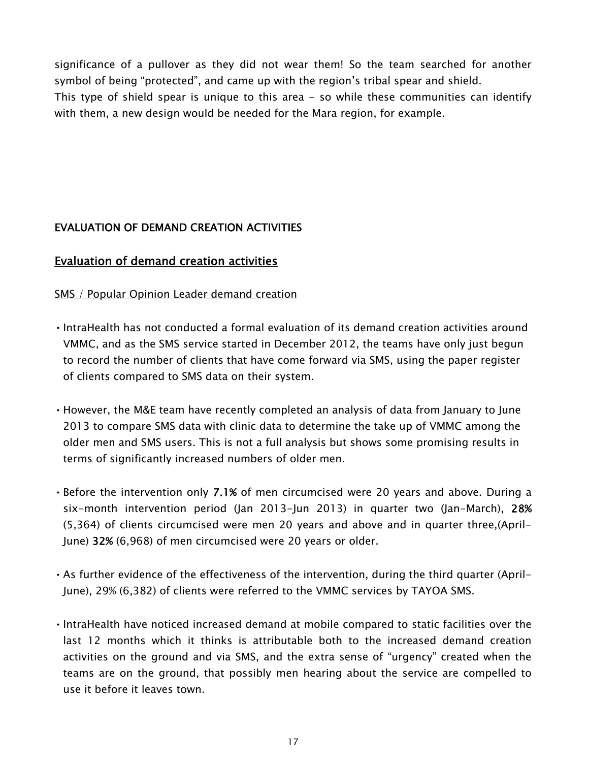significance of a pullover as they did not wear them! So the team searched for another symbol of being “protected”, and came up with the region’s tribal spear and shield.
This type of shield spear is unique to this area - so while these communities can identify with them, a new design would be needed for the Mara region, for example.

# EVALUATION OF DEMAND CREATION ACTIVITIES

## Evaluation of demand creation activities

### SMS / Popular Opinion Leader demand creation

- IntraHealth has not conducted a formal evaluation of its demand creation activities around VMMC, and as the SMS service started in December 2012, the teams have only just begun to record the number of clients that have come forward via SMS, using the paper register of clients compared to SMS data on their system.

- However, the M&E team have recently completed an analysis of data from January to June 2013 to compare SMS data with clinic data to determine the take up of VMMC among the older men and SMS users. This is not a full analysis but shows some promising results in terms of significantly increased numbers of older men.

- Before the intervention only **7.1%** of men circumcised were 20 years and above. During a six-month intervention period (Jan 2013-Jun 2013) in quarter two (Jan-March), **28%** (5,364) of clients circumcised were men 20 years and above and in quarter three,(April-June) **32%** (6,968) of men circumcised were 20 years or older.

- As further evidence of the effectiveness of the intervention, during the third quarter (April-June), 29% (6,382) of clients were referred to the VMMC services by TAYOA SMS.

- IntraHealth have noticed increased demand at mobile compared to static facilities over the last 12 months which it thinks is attributable both to the increased demand creation activities on the ground and via SMS, and the extra sense of “urgency” created when the teams are on the ground, that possibly men hearing about the service are compelled to use it before it leaves town.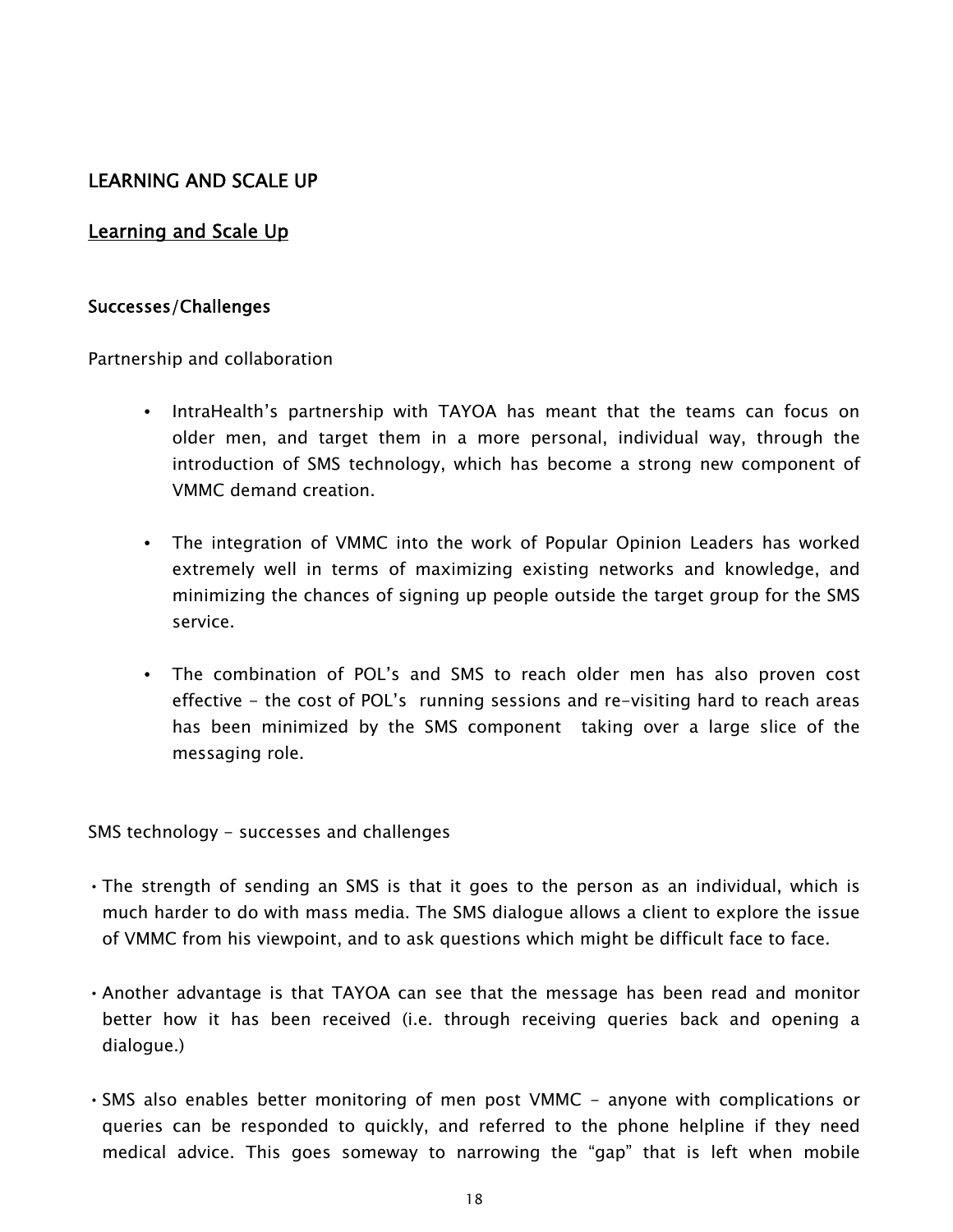## LEARNING AND SCALE UP

### Learning and Scale Up

#### Successes/Challenges

Partnership and collaboration

- IntraHealth's partnership with TAYOA has meant that the teams can focus on older men, and target them in a more personal, individual way, through the introduction of SMS technology, which has become a strong new component of VMMC demand creation.
- The integration of VMMC into the work of Popular Opinion Leaders has worked extremely well in terms of maximizing existing networks and knowledge, and minimizing the chances of signing up people outside the target group for the SMS service.
- The combination of POL's and SMS to reach older men has also proven cost effective - the cost of POL's running sessions and re-visiting hard to reach areas has been minimized by the SMS component taking over a large slice of the messaging role.

SMS technology - successes and challenges

- The strength of sending an SMS is that it goes to the person as an individual, which is much harder to do with mass media. The SMS dialogue allows a client to explore the issue of VMMC from his viewpoint, and to ask questions which might be difficult face to face.
- Another advantage is that TAYOA can see that the message has been read and monitor better how it has been received (i.e. through receiving queries back and opening a dialogue.)
- SMS also enables better monitoring of men post VMMC - anyone with complications or queries can be responded to quickly, and referred to the phone helpline if they need medical advice. This goes someway to narrowing the "gap" that is left when mobile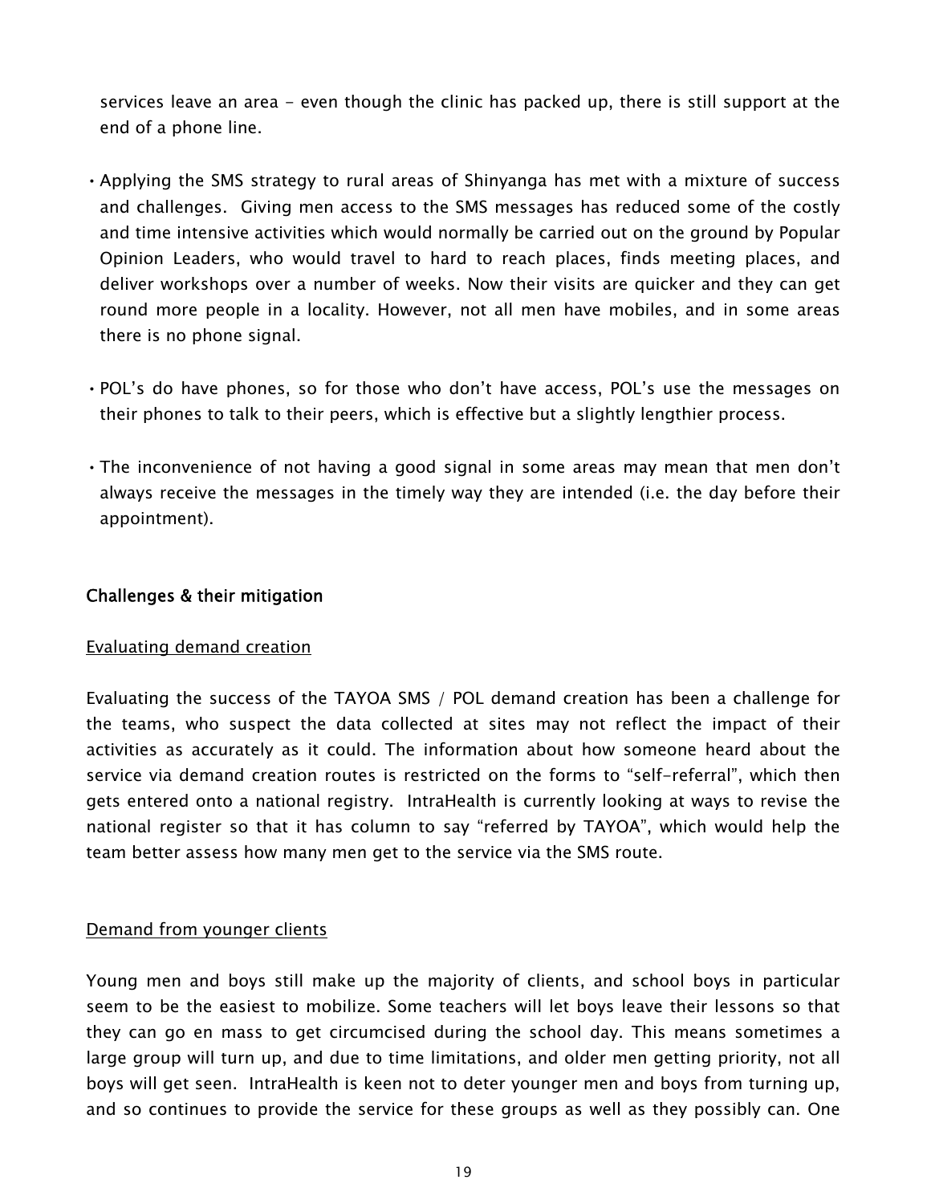services leave an area - even though the clinic has packed up, there is still support at the end of a phone line.

- Applying the SMS strategy to rural areas of Shinyanga has met with a mixture of success and challenges. Giving men access to the SMS messages has reduced some of the costly and time intensive activities which would normally be carried out on the ground by Popular Opinion Leaders, who would travel to hard to reach places, finds meeting places, and deliver workshops over a number of weeks. Now their visits are quicker and they can get round more people in a locality. However, not all men have mobiles, and in some areas there is no phone signal.

- POL's do have phones, so for those who don't have access, POL's use the messages on their phones to talk to their peers, which is effective but a slightly lengthier process.

- The inconvenience of not having a good signal in some areas may mean that men don't always receive the messages in the timely way they are intended (i.e. the day before their appointment).

## Challenges & their mitigation

### Evaluating demand creation

Evaluating the success of the TAYOA SMS / POL demand creation has been a challenge for the teams, who suspect the data collected at sites may not reflect the impact of their activities as accurately as it could. The information about how someone heard about the service via demand creation routes is restricted on the forms to "self-referral", which then gets entered onto a national registry. IntraHealth is currently looking at ways to revise the national register so that it has column to say "referred by TAYOA", which would help the team better assess how many men get to the service via the SMS route.

### Demand from younger clients

Young men and boys still make up the majority of clients, and school boys in particular seem to be the easiest to mobilize. Some teachers will let boys leave their lessons so that they can go en mass to get circumcised during the school day. This means sometimes a large group will turn up, and due to time limitations, and older men getting priority, not all boys will get seen. IntraHealth is keen not to deter younger men and boys from turning up, and so continues to provide the service for these groups as well as they possibly can. One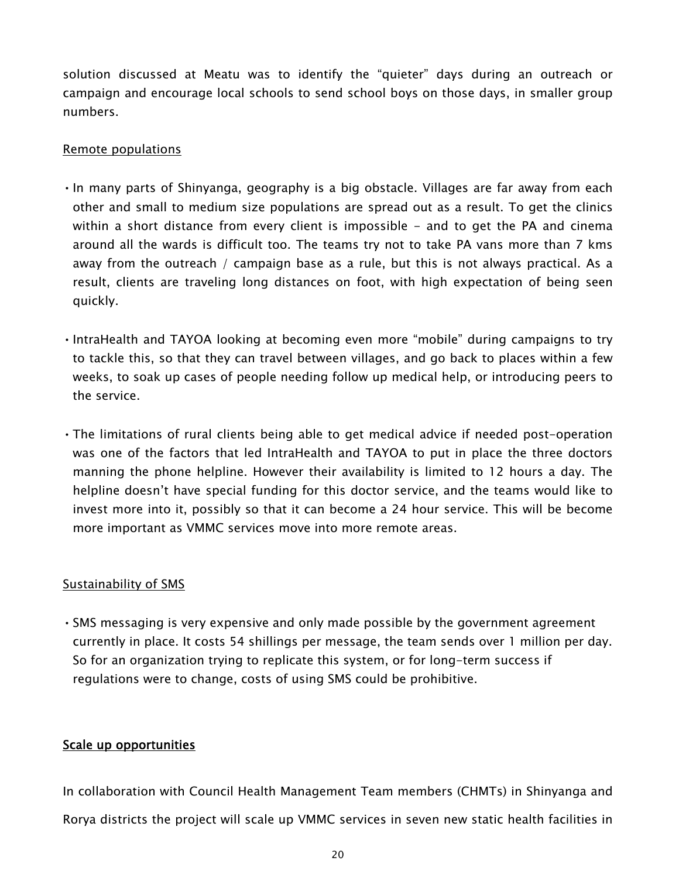solution discussed at Meatu was to identify the "quieter" days during an outreach or campaign and encourage local schools to send school boys on those days, in smaller group numbers.

Remote populations

- In many parts of Shinyanga, geography is a big obstacle. Villages are far away from each other and small to medium size populations are spread out as a result. To get the clinics within a short distance from every client is impossible - and to get the PA and cinema around all the wards is difficult too. The teams try not to take PA vans more than 7 kms away from the outreach / campaign base as a rule, but this is not always practical. As a result, clients are traveling long distances on foot, with high expectation of being seen quickly.

- IntraHealth and TAYOA looking at becoming even more "mobile" during campaigns to try to tackle this, so that they can travel between villages, and go back to places within a few weeks, to soak up cases of people needing follow up medical help, or introducing peers to the service.

- The limitations of rural clients being able to get medical advice if needed post-operation was one of the factors that led IntraHealth and TAYOA to put in place the three doctors manning the phone helpline. However their availability is limited to 12 hours a day. The helpline doesn't have special funding for this doctor service, and the teams would like to invest more into it, possibly so that it can become a 24 hour service. This will be become more important as VMMC services move into more remote areas.

Sustainability of SMS

- SMS messaging is very expensive and only made possible by the government agreement currently in place. It costs 54 shillings per message, the team sends over 1 million per day. So for an organization trying to replicate this system, or for long-term success if regulations were to change, costs of using SMS could be prohibitive.

**Scale up opportunities**

In collaboration with Council Health Management Team members (CHMTs) in Shinyanga and Rorya districts the project will scale up VMMC services in seven new static health facilities in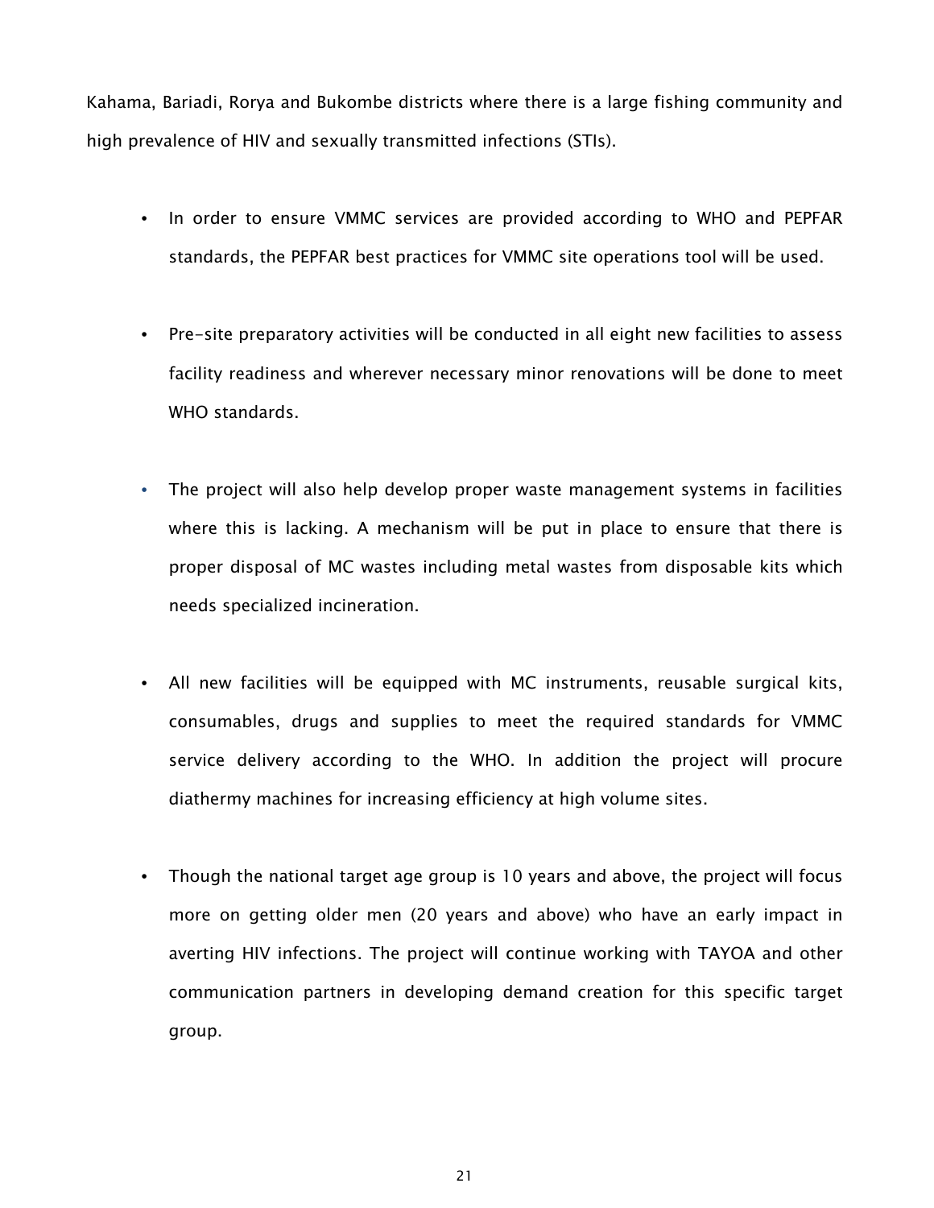Kahama, Bariadi, Rorya and Bukombe districts where there is a large fishing community and high prevalence of HIV and sexually transmitted infections (STIs).

- In order to ensure VMMC services are provided according to WHO and PEPFAR standards, the PEPFAR best practices for VMMC site operations tool will be used.

- Pre-site preparatory activities will be conducted in all eight new facilities to assess facility readiness and wherever necessary minor renovations will be done to meet WHO standards.

- The project will also help develop proper waste management systems in facilities where this is lacking. A mechanism will be put in place to ensure that there is proper disposal of MC wastes including metal wastes from disposable kits which needs specialized incineration.

- All new facilities will be equipped with MC instruments, reusable surgical kits, consumables, drugs and supplies to meet the required standards for VMMC service delivery according to the WHO. In addition the project will procure diathermy machines for increasing efficiency at high volume sites.

- Though the national target age group is 10 years and above, the project will focus more on getting older men (20 years and above) who have an early impact in averting HIV infections. The project will continue working with TAYOA and other communication partners in developing demand creation for this specific target group.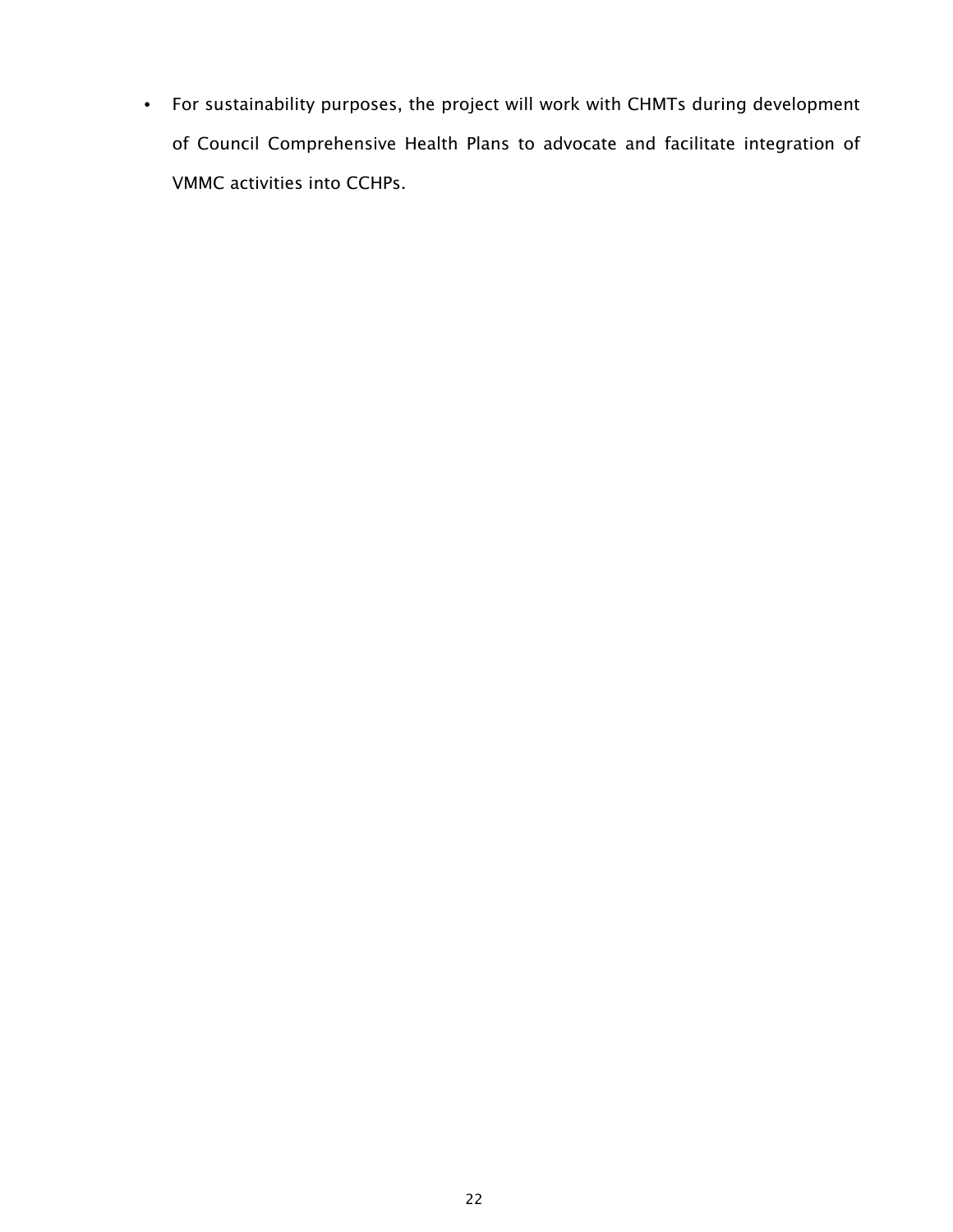- For sustainability purposes, the project will work with CHMTs during development of Council Comprehensive Health Plans to advocate and facilitate integration of VMMC activities into CCHPs.